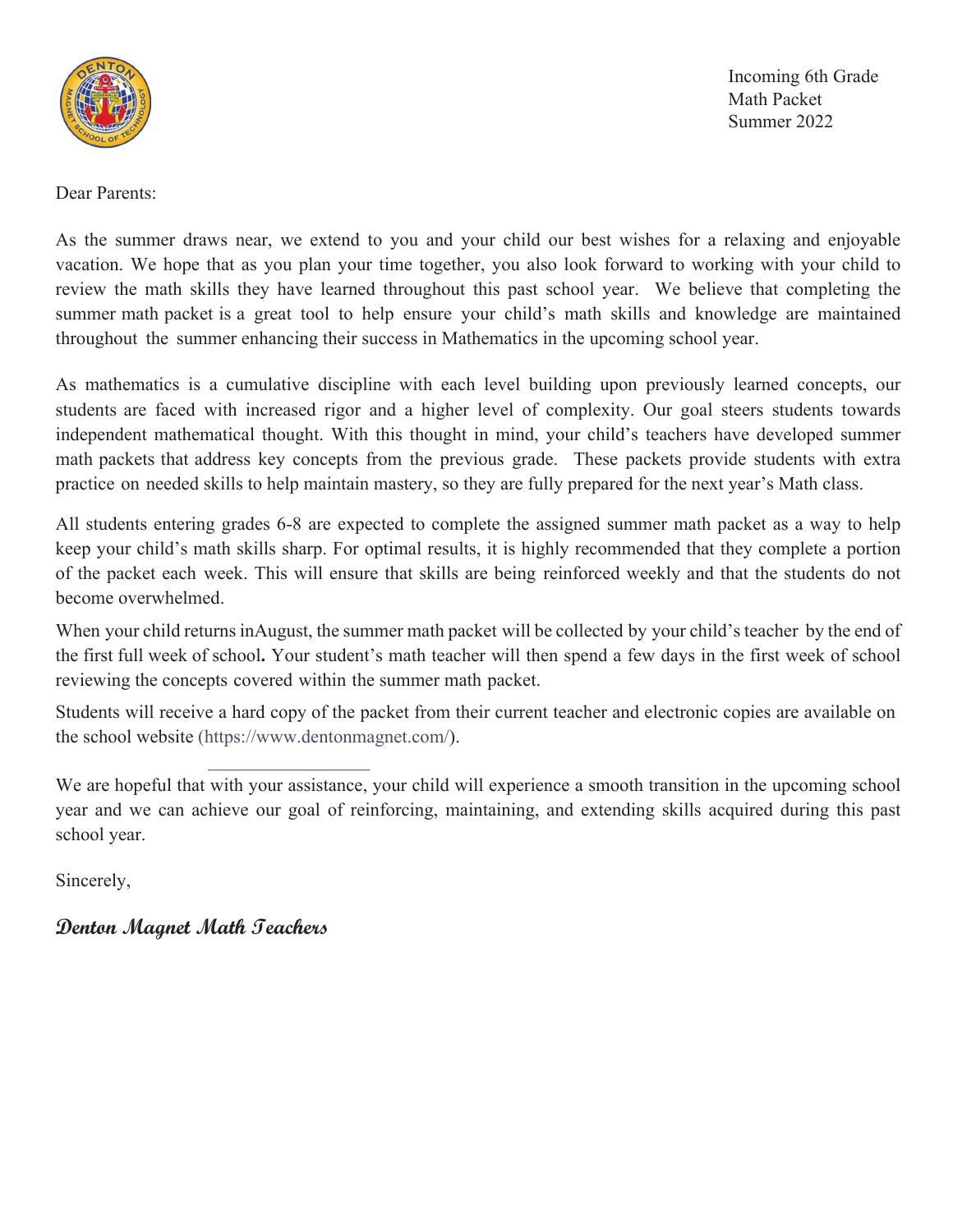Incoming 6th Grade
Math Packet
Summer 2022

Dear Parents:

As the summer draws near, we extend to you and your child our best wishes for a relaxing and enjoyable vacation. We hope that as you plan your time together, you also look forward to working with your child to review the math skills they have learned throughout this past school year. We believe that completing the summer math packet is a great tool to help ensure your child's math skills and knowledge are maintained throughout the summer enhancing their success in Mathematics in the upcoming school year.

As mathematics is a cumulative discipline with each level building upon previously learned concepts, our students are faced with increased rigor and a higher level of complexity. Our goal steers students towards independent mathematical thought. With this thought in mind, your child's teachers have developed summer math packets that address key concepts from the previous grade. These packets provide students with extra practice on needed skills to help maintain mastery, so they are fully prepared for the next year's Math class.

All students entering grades 6-8 are expected to complete the assigned summer math packet as a way to help keep your child's math skills sharp. For optimal results, it is highly recommended that they complete a portion of the packet each week. This will ensure that skills are being reinforced weekly and that the students do not become overwhelmed.

When your child returns inAugust, the summer math packet will be collected by your child's teacher by the end of the first full week of school**.** Your student's math teacher will then spend a few days in the first week of school reviewing the concepts covered within the summer math packet.

Students will receive a hard copy of the packet from their current teacher and electronic copies are available on the school website (https://www.dentonmagnet.com/).

We are hopeful that with your assistance, your child will experience a smooth transition in the upcoming school year and we can achieve our goal of reinforcing, maintaining, and extending skills acquired during this past school year.

Sincerely,

***Denton Magnet Math Teachers***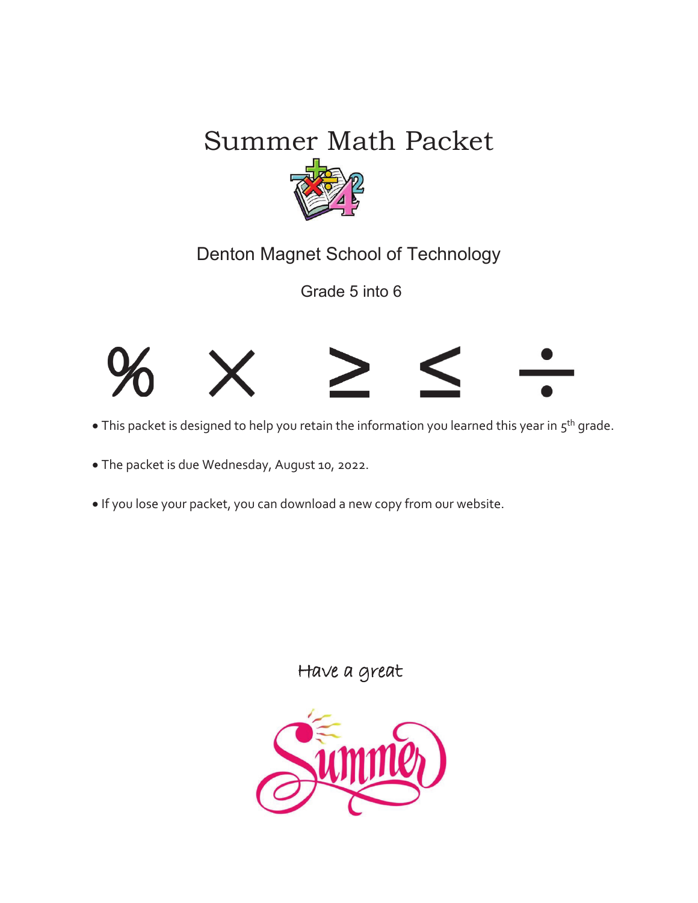# Summer Math Packet

## Denton Magnet School of Technology

Grade 5 into 6

% × ≥ ≤ ÷

- This packet is designed to help you retain the information you learned this year in 5th grade.
- The packet is due Wednesday, August 10, 2022.
- If you lose your packet, you can download a new copy from our website.

Have a great

Summer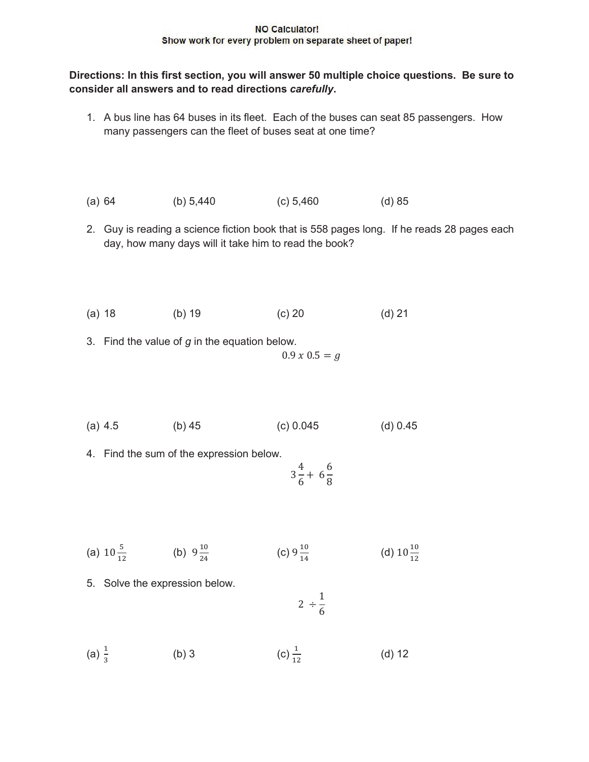**NO Calculator!**
**Show work for every problem on separate sheet of paper!**

**Directions: In this first section, you will answer 50 multiple choice questions. Be sure to consider all answers and to read directions *carefully*.**

1. A bus line has 64 buses in its fleet. Each of the buses can seat 85 passengers. How many passengers can the fleet of buses seat at one time?

   (a) 64 (b) 5,440 (c) 5,460 (d) 85

2. Guy is reading a science fiction book that is 558 pages long. If he reads 28 pages each day, how many days will it take him to read the book?

   (a) 18 (b) 19 (c) 20 (d) 21

3. Find the value of $g$ in the equation below.

   $$0.9 \ x \ 0.5 = g$$

   (a) 4.5 (b) 45 (c) 0.045 (d) 0.45

4. Find the sum of the expression below.

   $$3\frac{4}{6} + 6\frac{6}{8}$$

   (a) $10\frac{5}{12}$ (b) $9\frac{10}{24}$ (c) $9\frac{10}{14}$ (d) $10\frac{10}{12}$

5. Solve the expression below.

   $$2 \div \frac{1}{6}$$

   (a) $\frac{1}{3}$ (b) 3 (c) $\frac{1}{12}$ (d) 12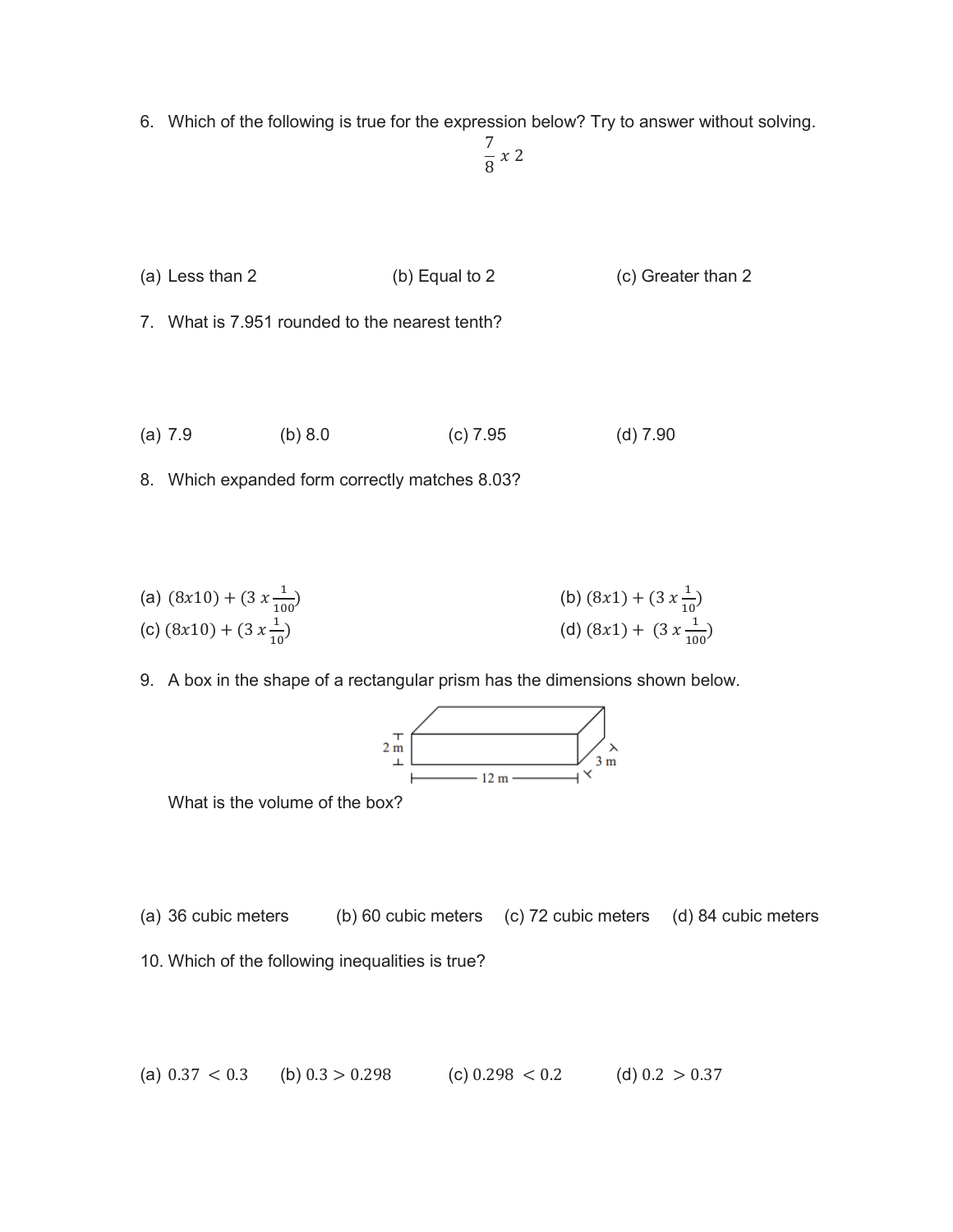6. Which of the following is true for the expression below? Try to answer without solving.

$$\frac{7}{8} x\ 2$$

(a) Less than 2 (b) Equal to 2 (c) Greater than 2

7. What is 7.951 rounded to the nearest tenth?

(a) 7.9 (b) 8.0 (c) 7.95 (d) 7.90

8. Which expanded form correctly matches 8.03?

(a) $(8x10) + (3\ x\frac{1}{100})$

(b) $(8x1) + (3\ x\frac{1}{10})$

(c) $(8x10) + (3\ x\frac{1}{10})$

(d) $(8x1) + \ (3\ x\frac{1}{100})$

9. A box in the shape of a rectangular prism has the dimensions shown below.

2 m

3 m

12 m

What is the volume of the box?

(a) 36 cubic meters (b) 60 cubic meters (c) 72 cubic meters (d) 84 cubic meters

10. Which of the following inequalities is true?

(a) $0.37 < 0.3$ (b) $0.3 > 0.298$ (c) $0.298 < 0.2$ (d) $0.2 > 0.37$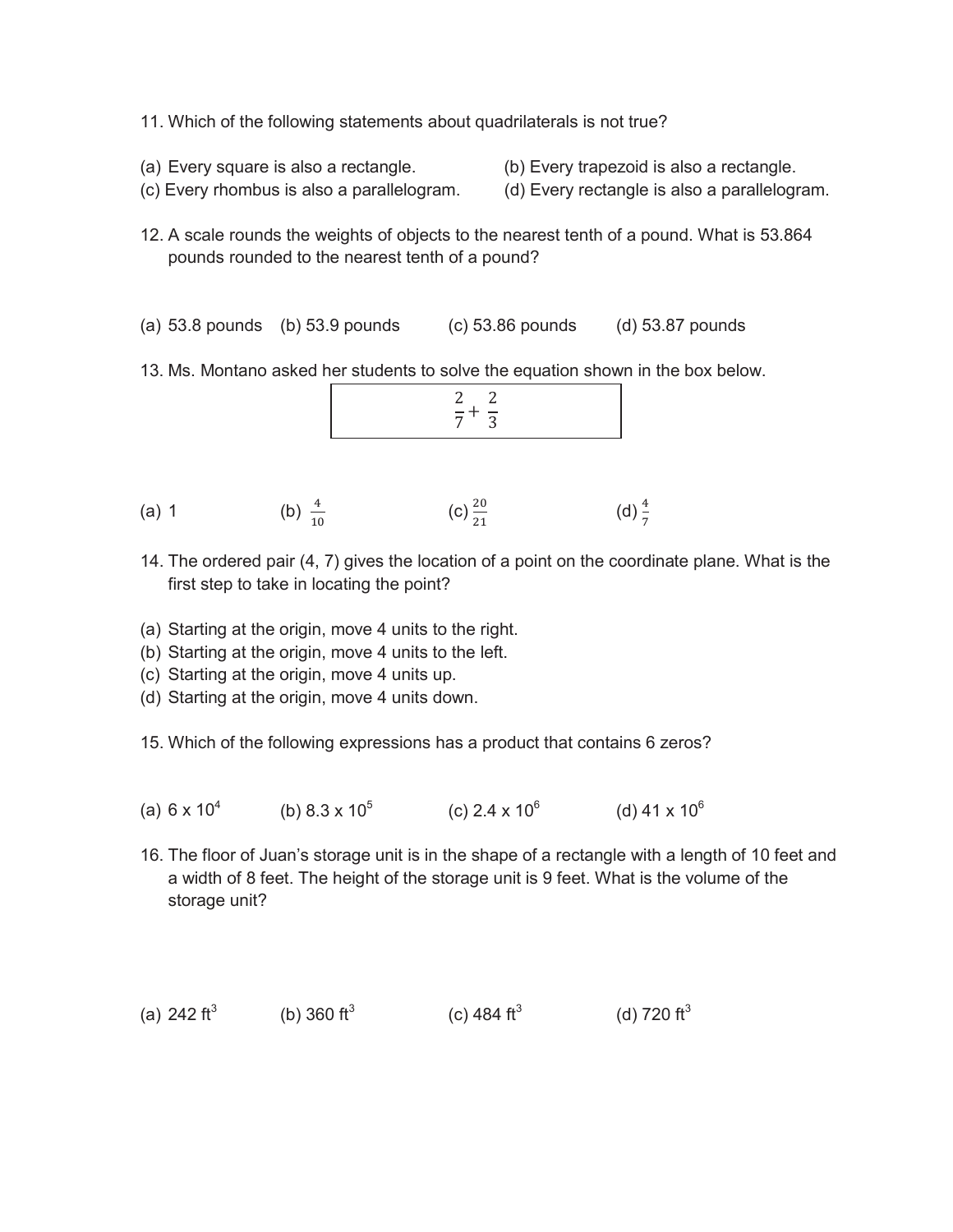11. Which of the following statements about quadrilaterals is not true?

(a) Every square is also a rectangle.
(b) Every trapezoid is also a rectangle.
(c) Every rhombus is also a parallelogram.
(d) Every rectangle is also a parallelogram.

12. A scale rounds the weights of objects to the nearest tenth of a pound. What is 53.864 pounds rounded to the nearest tenth of a pound?

(a) 53.8 pounds (b) 53.9 pounds (c) 53.86 pounds (d) 53.87 pounds

13. Ms. Montano asked her students to solve the equation shown in the box below.

$$\frac{2}{7} + \frac{2}{3}$$

(a) 1 (b) $\frac{4}{10}$ (c) $\frac{20}{21}$ (d) $\frac{4}{7}$

14. The ordered pair (4, 7) gives the location of a point on the coordinate plane. What is the first step to take in locating the point?

(a) Starting at the origin, move 4 units to the right.
(b) Starting at the origin, move 4 units to the left.
(c) Starting at the origin, move 4 units up.
(d) Starting at the origin, move 4 units down.

15. Which of the following expressions has a product that contains 6 zeros?

(a) $6 \times 10^4$ (b) $8.3 \times 10^5$ (c) $2.4 \times 10^6$ (d) $41 \times 10^6$

16. The floor of Juan's storage unit is in the shape of a rectangle with a length of 10 feet and a width of 8 feet. The height of the storage unit is 9 feet. What is the volume of the storage unit?

(a) 242 $ft^3$ (b) 360 $ft^3$ (c) 484 $ft^3$ (d) 720 $ft^3$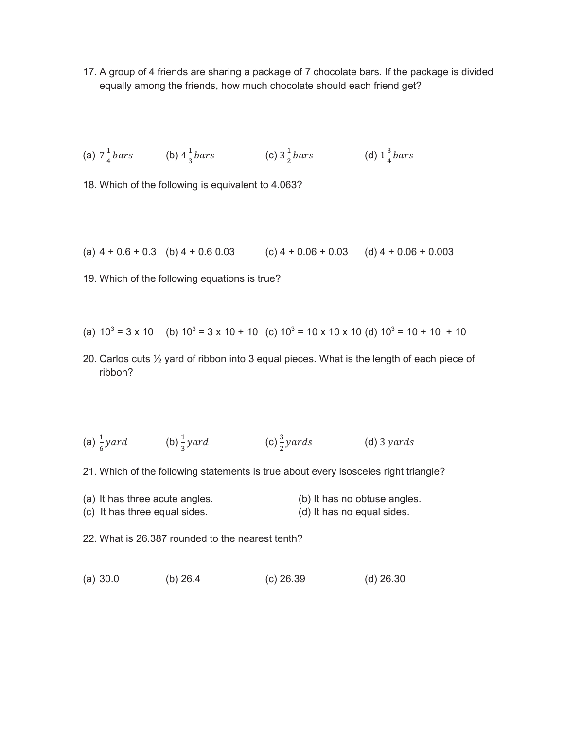17. A group of 4 friends are sharing a package of 7 chocolate bars. If the package is divided equally among the friends, how much chocolate should each friend get?

(a) $7\frac{1}{4}bars$ (b) $4\frac{1}{3}bars$ (c) $3\frac{1}{2}bars$ (d) $1\frac{3}{4}bars$

18. Which of the following is equivalent to 4.063?

(a) 4 + 0.6 + 0.3 (b) 4 + 0.6 0.03 (c) 4 + 0.06 + 0.03 (d) 4 + 0.06 + 0.003

19. Which of the following equations is true?

(a) $10^3 = 3 \times 10$ (b) $10^3 = 3 \times 10 + 10$ (c) $10^3 = 10 \times 10 \times 10$ (d) $10^3 = 10 + 10 + 10$

20. Carlos cuts ½ yard of ribbon into 3 equal pieces. What is the length of each piece of ribbon?

(a) $\frac{1}{6}yard$ (b) $\frac{1}{3}yard$ (c) $\frac{3}{2}yards$ (d) $3\ yards$

21. Which of the following statements is true about every isosceles right triangle?

(a) It has three acute angles.
(b) It has no obtuse angles.
(c) It has three equal sides.
(d) It has no equal sides.

22. What is 26.387 rounded to the nearest tenth?

(a) 30.0 (b) 26.4 (c) 26.39 (d) 26.30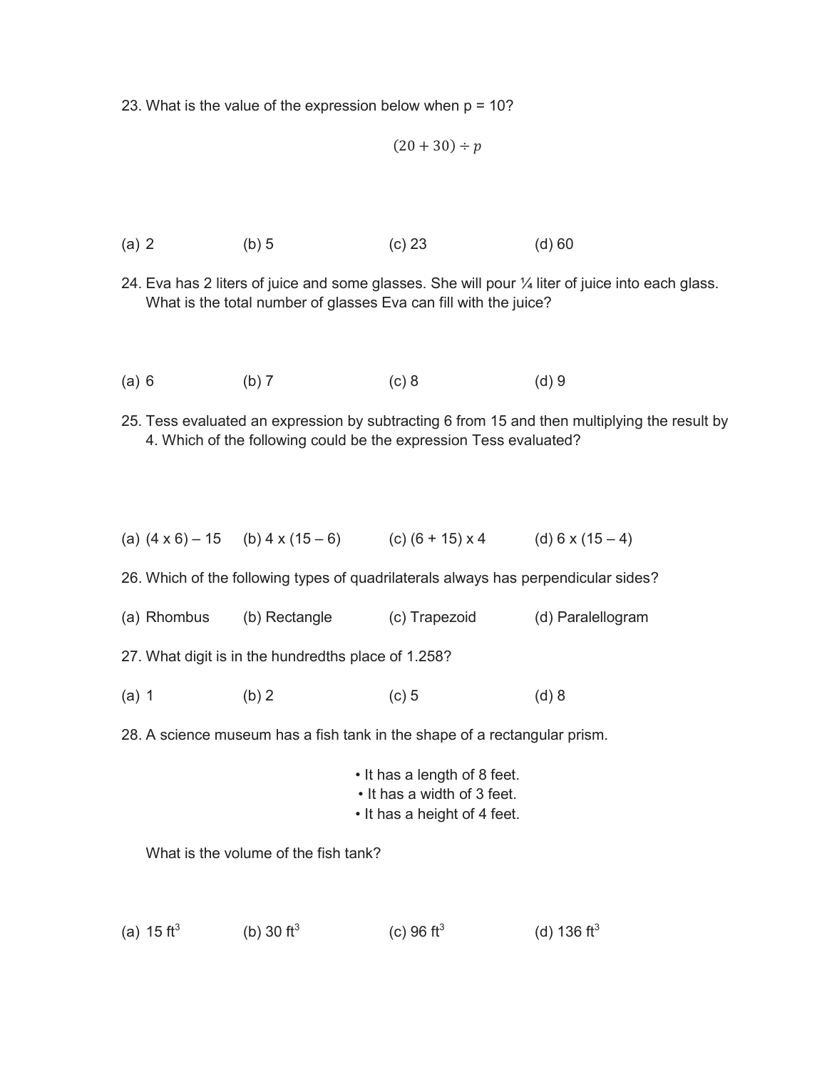23. What is the value of the expression below when p = 10?

$$(20 + 30) \div p$$

(a) 2 (b) 5 (c) 23 (d) 60

24. Eva has 2 liters of juice and some glasses. She will pour ¼ liter of juice into each glass. What is the total number of glasses Eva can fill with the juice?

(a) 6 (b) 7 (c) 8 (d) 9

25. Tess evaluated an expression by subtracting 6 from 15 and then multiplying the result by 4. Which of the following could be the expression Tess evaluated?

(a) (4 x 6) – 15 (b) 4 x (15 – 6) (c) (6 + 15) x 4 (d) 6 x (15 – 4)

26. Which of the following types of quadrilaterals always has perpendicular sides?

(a) Rhombus (b) Rectangle (c) Trapezoid (d) Paralellogram

27. What digit is in the hundredths place of 1.258?

(a) 1 (b) 2 (c) 5 (d) 8

28. A science museum has a fish tank in the shape of a rectangular prism.

- It has a length of 8 feet.
- It has a width of 3 feet.
- It has a height of 4 feet.

What is the volume of the fish tank?

(a) 15 $ft^3$ (b) 30 $ft^3$ (c) 96 $ft^3$ (d) 136 $ft^3$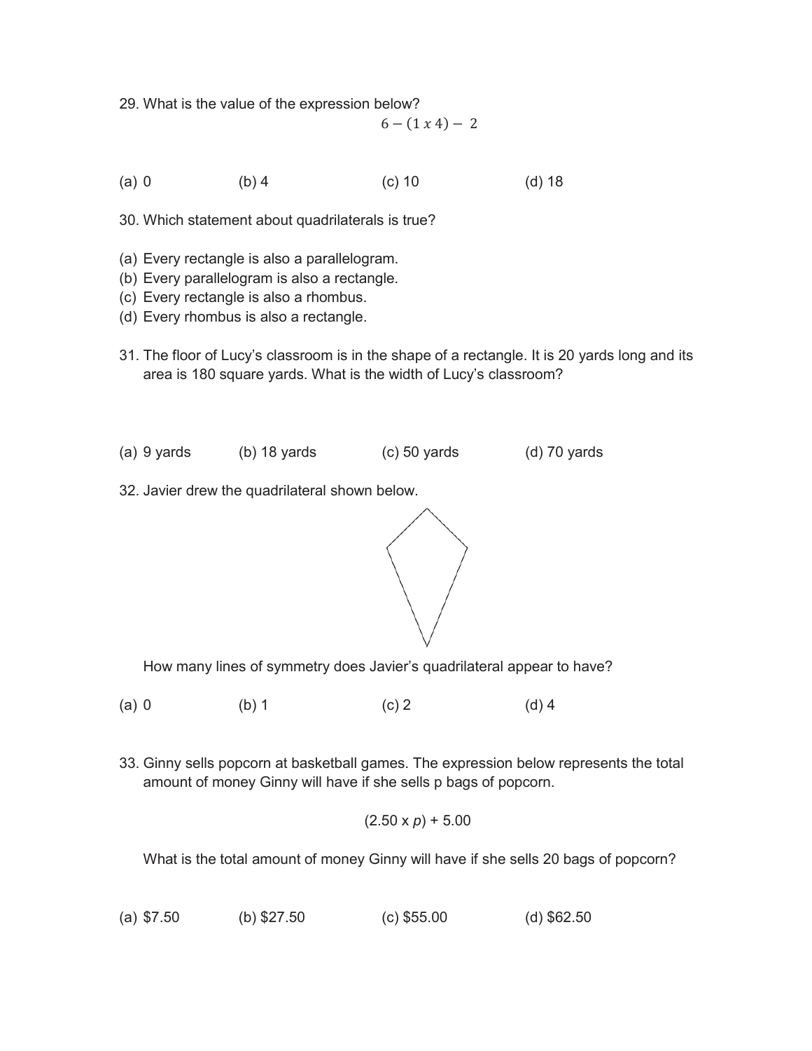29. What is the value of the expression below?

$$6 - (1\ x\ 4) - 2$$

(a) 0 (b) 4 (c) 10 (d) 18

30. Which statement about quadrilaterals is true?

(a) Every rectangle is also a parallelogram.
(b) Every parallelogram is also a rectangle.
(c) Every rectangle is also a rhombus.
(d) Every rhombus is also a rectangle.

31. The floor of Lucy's classroom is in the shape of a rectangle. It is 20 yards long and its area is 180 square yards. What is the width of Lucy's classroom?

(a) 9 yards (b) 18 yards (c) 50 yards (d) 70 yards

32. Javier drew the quadrilateral shown below.

How many lines of symmetry does Javier's quadrilateral appear to have?

(a) 0 (b) 1 (c) 2 (d) 4

33. Ginny sells popcorn at basketball games. The expression below represents the total amount of money Ginny will have if she sells p bags of popcorn.

$$(2.50 \text{ x } p) + 5.00$$

What is the total amount of money Ginny will have if she sells 20 bags of popcorn?

(a) \$7.50 (b) \$27.50 (c) \$55.00 (d) \$62.50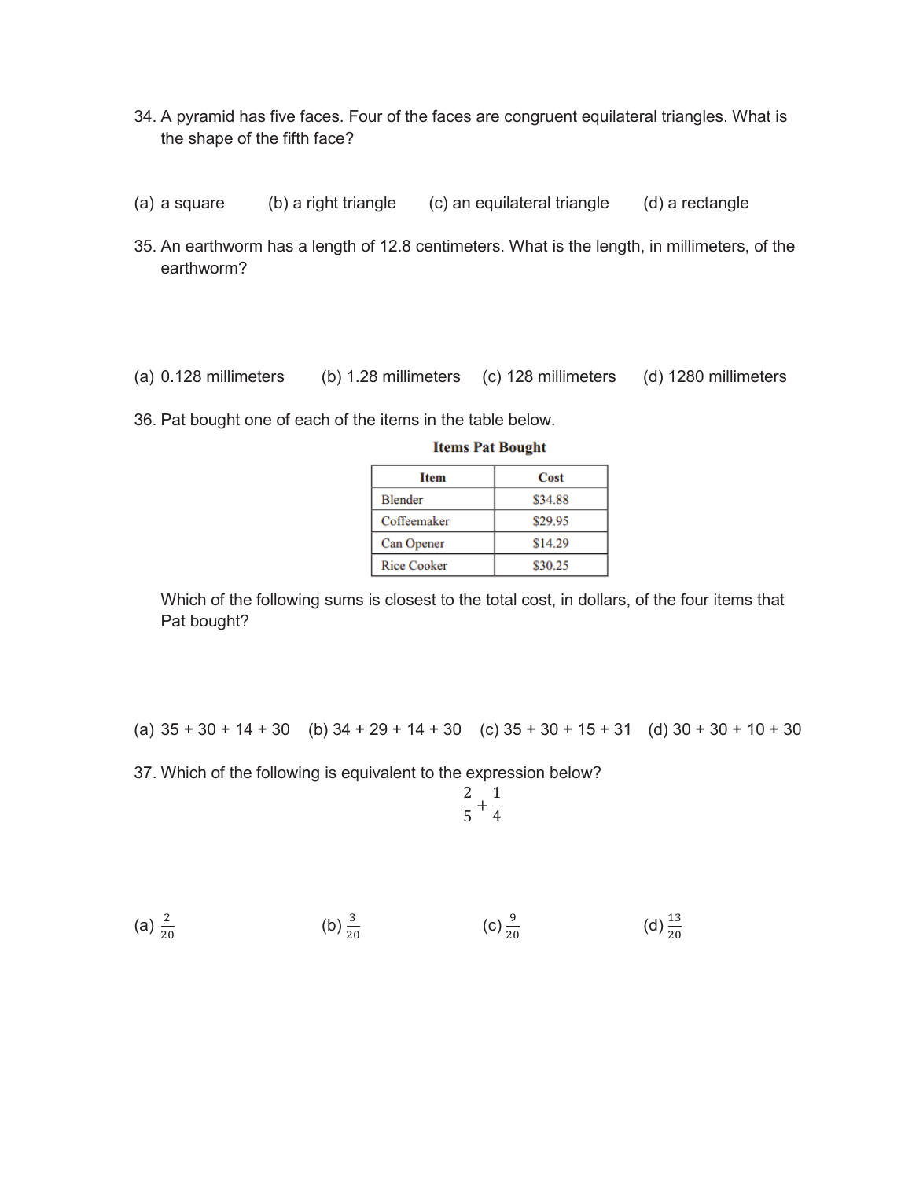34. A pyramid has five faces. Four of the faces are congruent equilateral triangles. What is the shape of the fifth face?

(a) a square (b) a right triangle (c) an equilateral triangle (d) a rectangle

35. An earthworm has a length of 12.8 centimeters. What is the length, in millimeters, of the earthworm?

(a) 0.128 millimeters (b) 1.28 millimeters (c) 128 millimeters (d) 1280 millimeters

36. Pat bought one of each of the items in the table below.

**Items Pat Bought**

| Item | Cost |
| --- | --- |
| Blender | $34.88 |
| Coffeemaker | $29.95 |
| Can Opener | $14.29 |
| Rice Cooker | $30.25 |

Which of the following sums is closest to the total cost, in dollars, of the four items that Pat bought?

(a) 35 + 30 + 14 + 30 (b) 34 + 29 + 14 + 30 (c) 35 + 30 + 15 + 31 (d) 30 + 30 + 10 + 30

37. Which of the following is equivalent to the expression below?

$$\frac{2}{5} + \frac{1}{4}$$

(a) $\frac{2}{20}$ (b) $\frac{3}{20}$ (c) $\frac{9}{20}$ (d) $\frac{13}{20}$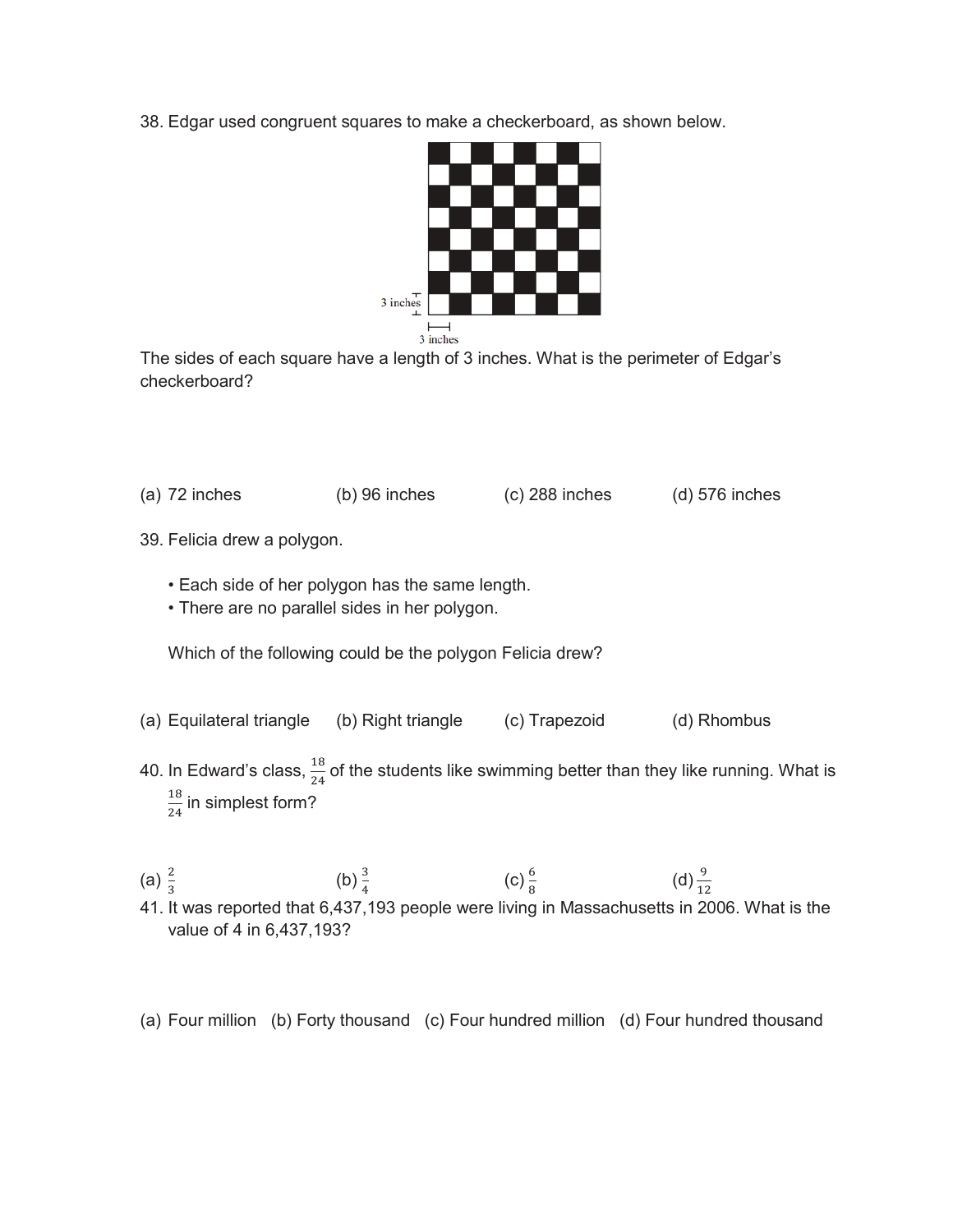38. Edgar used congruent squares to make a checkerboard, as shown below.

The sides of each square have a length of 3 inches. What is the perimeter of Edgar's checkerboard?

(a) 72 inches (b) 96 inches (c) 288 inches (d) 576 inches

39. Felicia drew a polygon.

- Each side of her polygon has the same length.
- There are no parallel sides in her polygon.

Which of the following could be the polygon Felicia drew?

(a) Equilateral triangle (b) Right triangle (c) Trapezoid (d) Rhombus

40. In Edward's class, $\frac{18}{24}$ of the students like swimming better than they like running. What is $\frac{18}{24}$ in simplest form?

(a) $\frac{2}{3}$ (b) $\frac{3}{4}$ (c) $\frac{6}{8}$ (d) $\frac{9}{12}$

41. It was reported that 6,437,193 people were living in Massachusetts in 2006. What is the value of 4 in 6,437,193?

(a) Four million (b) Forty thousand (c) Four hundred million (d) Four hundred thousand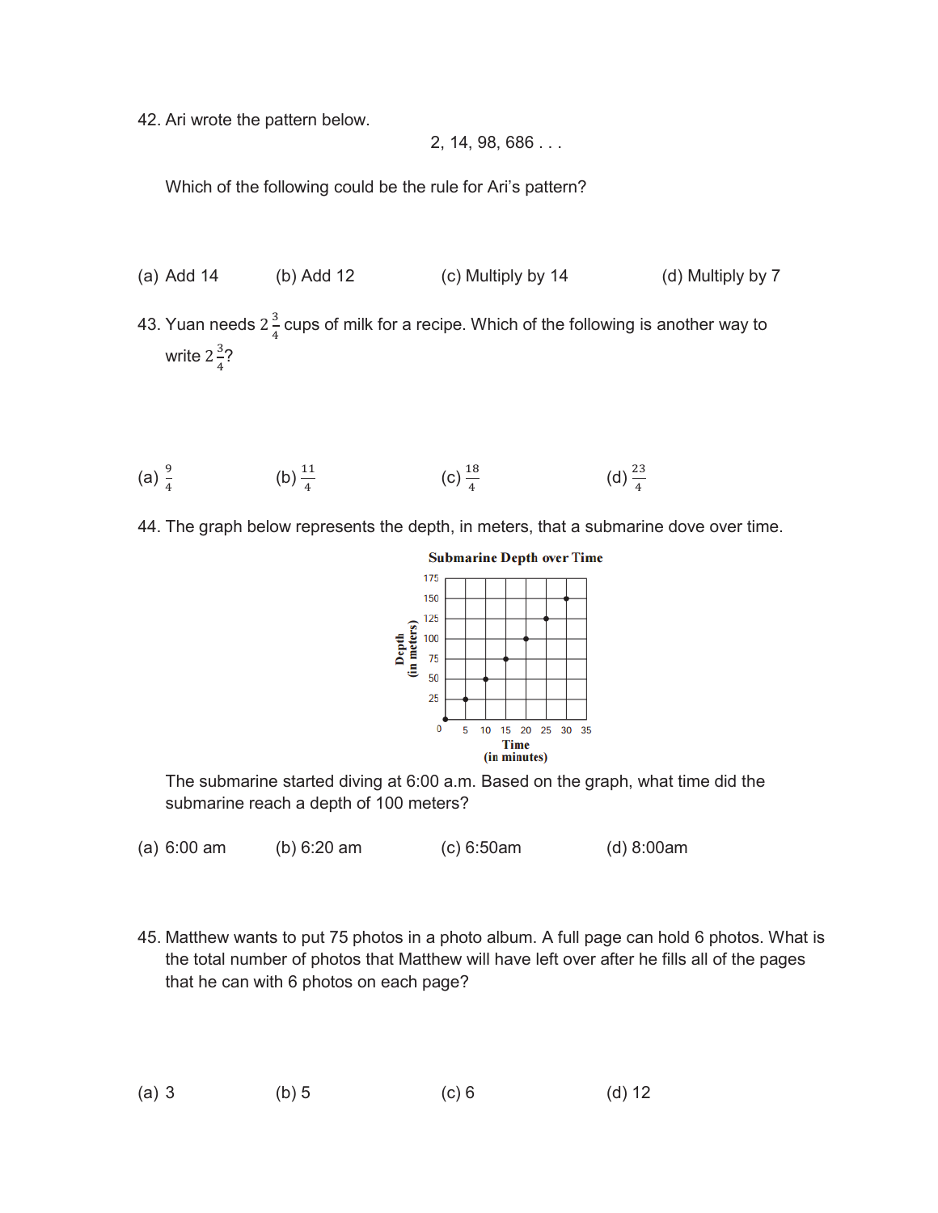42. Ari wrote the pattern below.

2, 14, 98, 686 . . .

Which of the following could be the rule for Ari's pattern?

(a) Add 14 (b) Add 12 (c) Multiply by 14 (d) Multiply by 7

43. Yuan needs $2\frac{3}{4}$ cups of milk for a recipe. Which of the following is another way to write $2\frac{3}{4}$?

(a) $\frac{9}{4}$ (b) $\frac{11}{4}$ (c) $\frac{18}{4}$ (d) $\frac{23}{4}$

44. The graph below represents the depth, in meters, that a submarine dove over time.

**Submarine Depth over Time**

| Time (in minutes) | 0 | 5 | 10 | 15 | 20 | 25 | 30 |
|---|---|---|---|---|---|---|---|
| Depth (in meters) | 0 | 25 | 50 | 75 | 100 | 125 | 150 |

The submarine started diving at 6:00 a.m. Based on the graph, what time did the submarine reach a depth of 100 meters?

(a) 6:00 am (b) 6:20 am (c) 6:50am (d) 8:00am

45. Matthew wants to put 75 photos in a photo album. A full page can hold 6 photos. What is the total number of photos that Matthew will have left over after he fills all of the pages that he can with 6 photos on each page?

(a) 3 (b) 5 (c) 6 (d) 12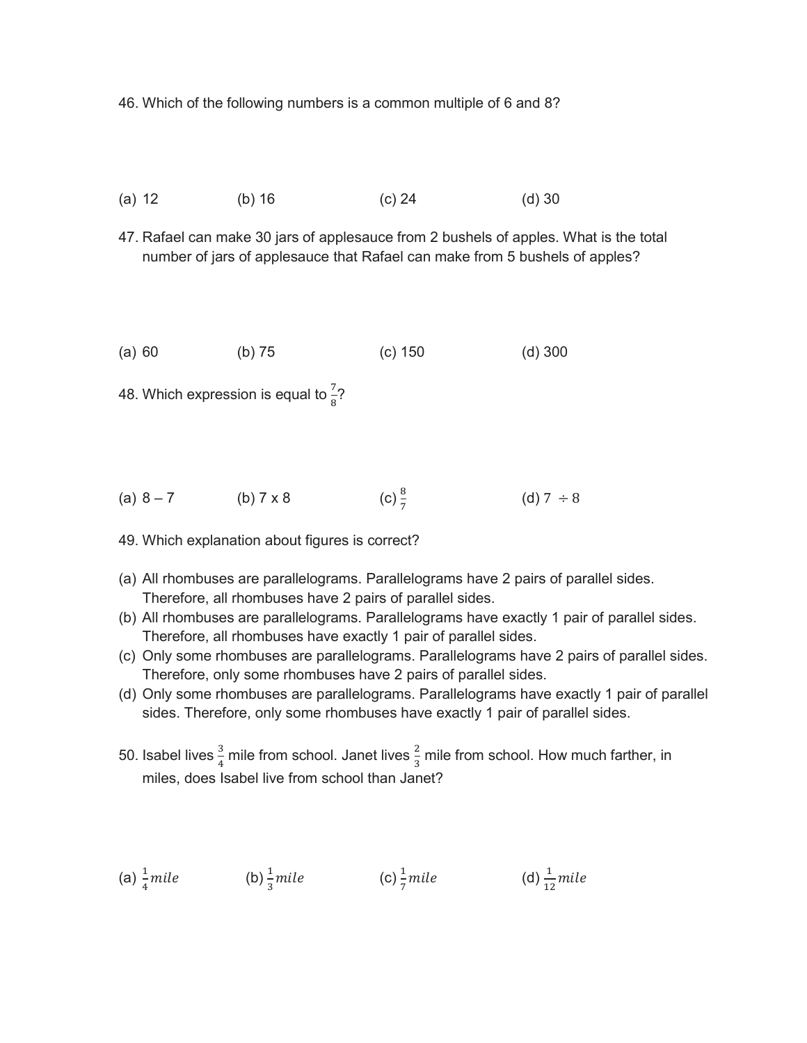46. Which of the following numbers is a common multiple of 6 and 8?

(a) 12 (b) 16 (c) 24 (d) 30

47. Rafael can make 30 jars of applesauce from 2 bushels of apples. What is the total number of jars of applesauce that Rafael can make from 5 bushels of apples?

(a) 60 (b) 75 (c) 150 (d) 300

48. Which expression is equal to $\frac{7}{8}$?

(a) 8 – 7 (b) 7 x 8 (c) $\frac{8}{7}$ (d) $7 \div 8$

49. Which explanation about figures is correct?

(a) All rhombuses are parallelograms. Parallelograms have 2 pairs of parallel sides. Therefore, all rhombuses have 2 pairs of parallel sides.
(b) All rhombuses are parallelograms. Parallelograms have exactly 1 pair of parallel sides. Therefore, all rhombuses have exactly 1 pair of parallel sides.
(c) Only some rhombuses are parallelograms. Parallelograms have 2 pairs of parallel sides. Therefore, only some rhombuses have 2 pairs of parallel sides.
(d) Only some rhombuses are parallelograms. Parallelograms have exactly 1 pair of parallel sides. Therefore, only some rhombuses have exactly 1 pair of parallel sides.

50. Isabel lives $\frac{3}{4}$ mile from school. Janet lives $\frac{2}{3}$ mile from school. How much farther, in miles, does Isabel live from school than Janet?

(a) $\frac{1}{4} mile$ (b) $\frac{1}{3} mile$ (c) $\frac{1}{7} mile$ (d) $\frac{1}{12} mile$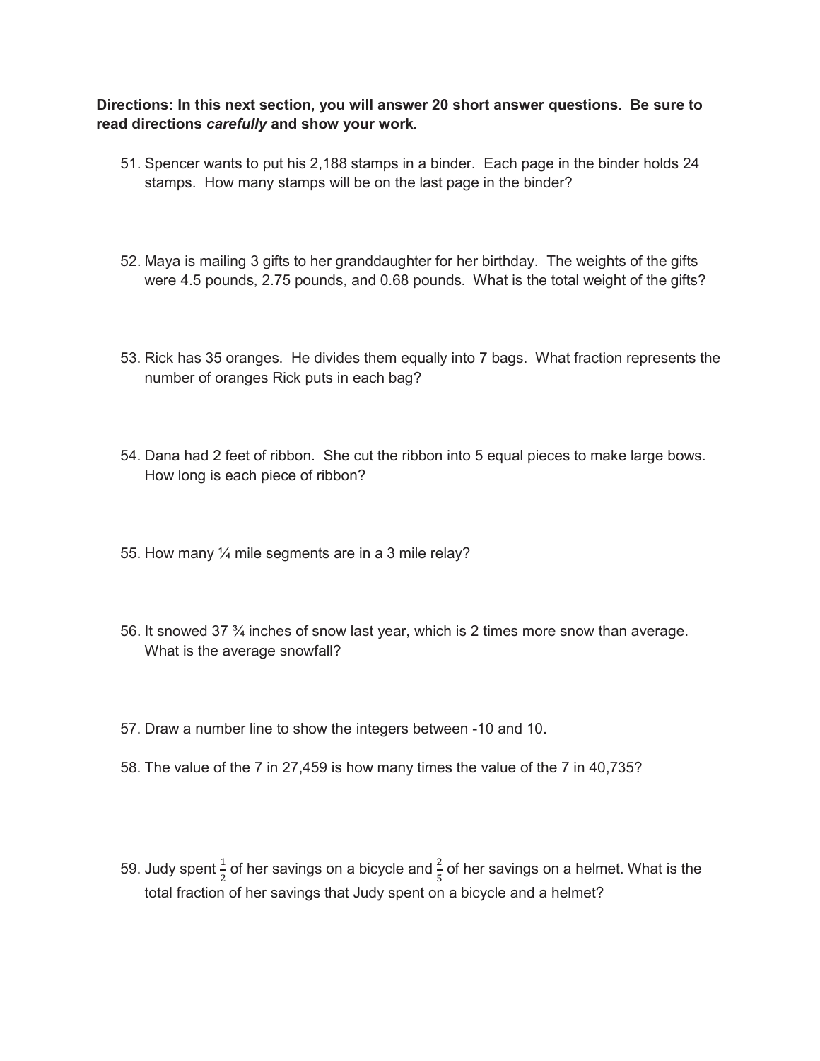**Directions: In this next section, you will answer 20 short answer questions. Be sure to read directions *carefully* and show your work.**

51. Spencer wants to put his 2,188 stamps in a binder. Each page in the binder holds 24 stamps. How many stamps will be on the last page in the binder?

52. Maya is mailing 3 gifts to her granddaughter for her birthday. The weights of the gifts were 4.5 pounds, 2.75 pounds, and 0.68 pounds. What is the total weight of the gifts?

53. Rick has 35 oranges. He divides them equally into 7 bags. What fraction represents the number of oranges Rick puts in each bag?

54. Dana had 2 feet of ribbon. She cut the ribbon into 5 equal pieces to make large bows. How long is each piece of ribbon?

55. How many ¼ mile segments are in a 3 mile relay?

56. It snowed 37 ¾ inches of snow last year, which is 2 times more snow than average. What is the average snowfall?

57. Draw a number line to show the integers between -10 and 10.

58. The value of the 7 in 27,459 is how many times the value of the 7 in 40,735?

59. Judy spent $\frac{1}{2}$ of her savings on a bicycle and $\frac{2}{5}$ of her savings on a helmet. What is the total fraction of her savings that Judy spent on a bicycle and a helmet?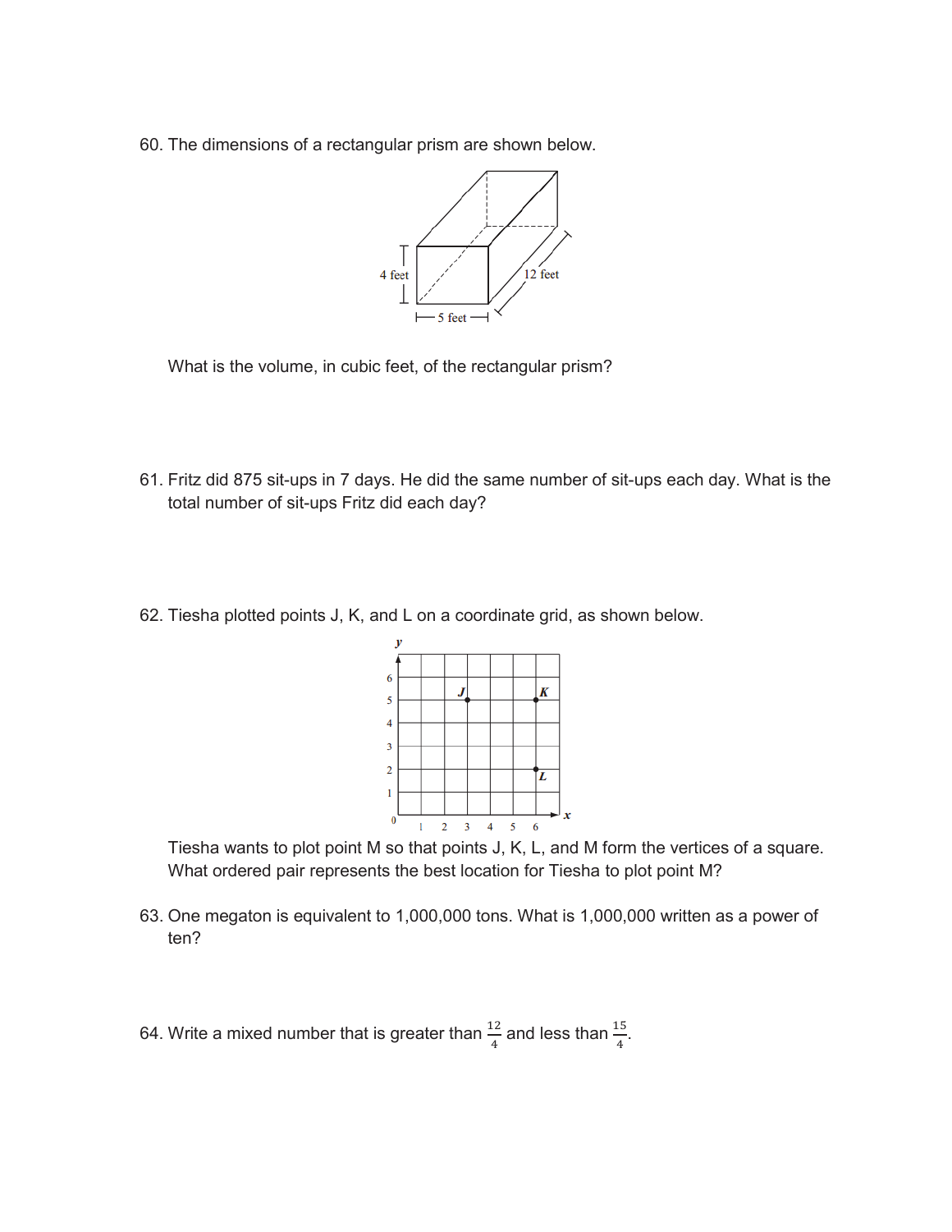60. The dimensions of a rectangular prism are shown below.

What is the volume, in cubic feet, of the rectangular prism?

61. Fritz did 875 sit-ups in 7 days. He did the same number of sit-ups each day. What is the total number of sit-ups Fritz did each day?

62. Tiesha plotted points J, K, and L on a coordinate grid, as shown below.

Tiesha wants to plot point M so that points J, K, L, and M form the vertices of a square. What ordered pair represents the best location for Tiesha to plot point M?

63. One megaton is equivalent to 1,000,000 tons. What is 1,000,000 written as a power of ten?

64. Write a mixed number that is greater than $\frac{12}{4}$ and less than $\frac{15}{4}$.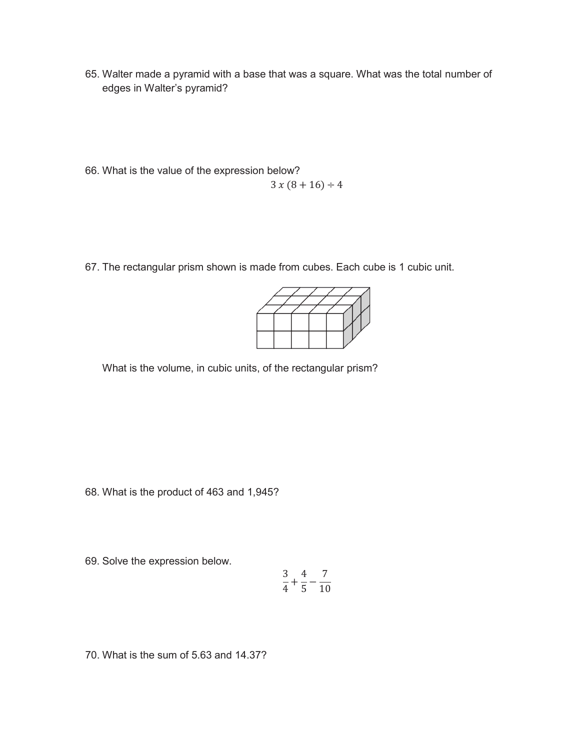65. Walter made a pyramid with a base that was a square. What was the total number of edges in Walter's pyramid?

66. What is the value of the expression below?

$$3\ x\ (8 + 16) \div 4$$

67. The rectangular prism shown is made from cubes. Each cube is 1 cubic unit.

What is the volume, in cubic units, of the rectangular prism?

68. What is the product of 463 and 1,945?

69. Solve the expression below.

$$\frac{3}{4} + \frac{4}{5} - \frac{7}{10}$$

70. What is the sum of 5.63 and 14.37?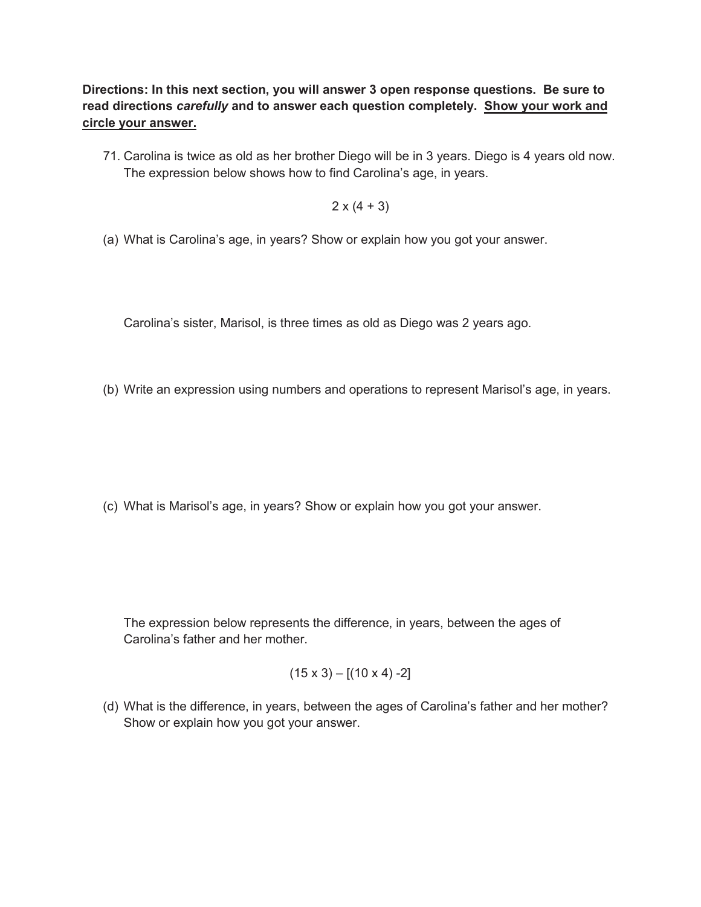**Directions: In this next section, you will answer 3 open response questions. Be sure to read directions *carefully* and to answer each question completely. <u>Show your work and circle your answer.</u>**

71. Carolina is twice as old as her brother Diego will be in 3 years. Diego is 4 years old now. The expression below shows how to find Carolina's age, in years.

$$2 \times (4 + 3)$$

(a) What is Carolina's age, in years? Show or explain how you got your answer.

Carolina's sister, Marisol, is three times as old as Diego was 2 years ago.

(b) Write an expression using numbers and operations to represent Marisol's age, in years.

(c) What is Marisol's age, in years? Show or explain how you got your answer.

The expression below represents the difference, in years, between the ages of Carolina's father and her mother.

$$(15 \times 3) - [(10 \times 4) - 2]$$

(d) What is the difference, in years, between the ages of Carolina's father and her mother? Show or explain how you got your answer.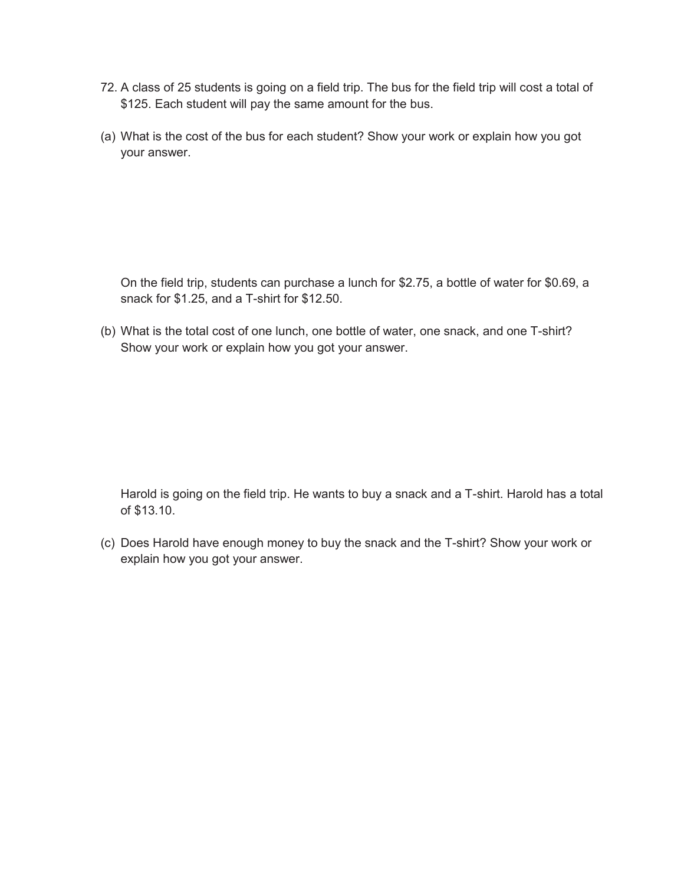72. A class of 25 students is going on a field trip. The bus for the field trip will cost a total of $125. Each student will pay the same amount for the bus.

(a) What is the cost of the bus for each student? Show your work or explain how you got your answer.

On the field trip, students can purchase a lunch for $2.75, a bottle of water for $0.69, a snack for $1.25, and a T-shirt for $12.50.

(b) What is the total cost of one lunch, one bottle of water, one snack, and one T-shirt? Show your work or explain how you got your answer.

Harold is going on the field trip. He wants to buy a snack and a T-shirt. Harold has a total of $13.10.

(c) Does Harold have enough money to buy the snack and the T-shirt? Show your work or explain how you got your answer.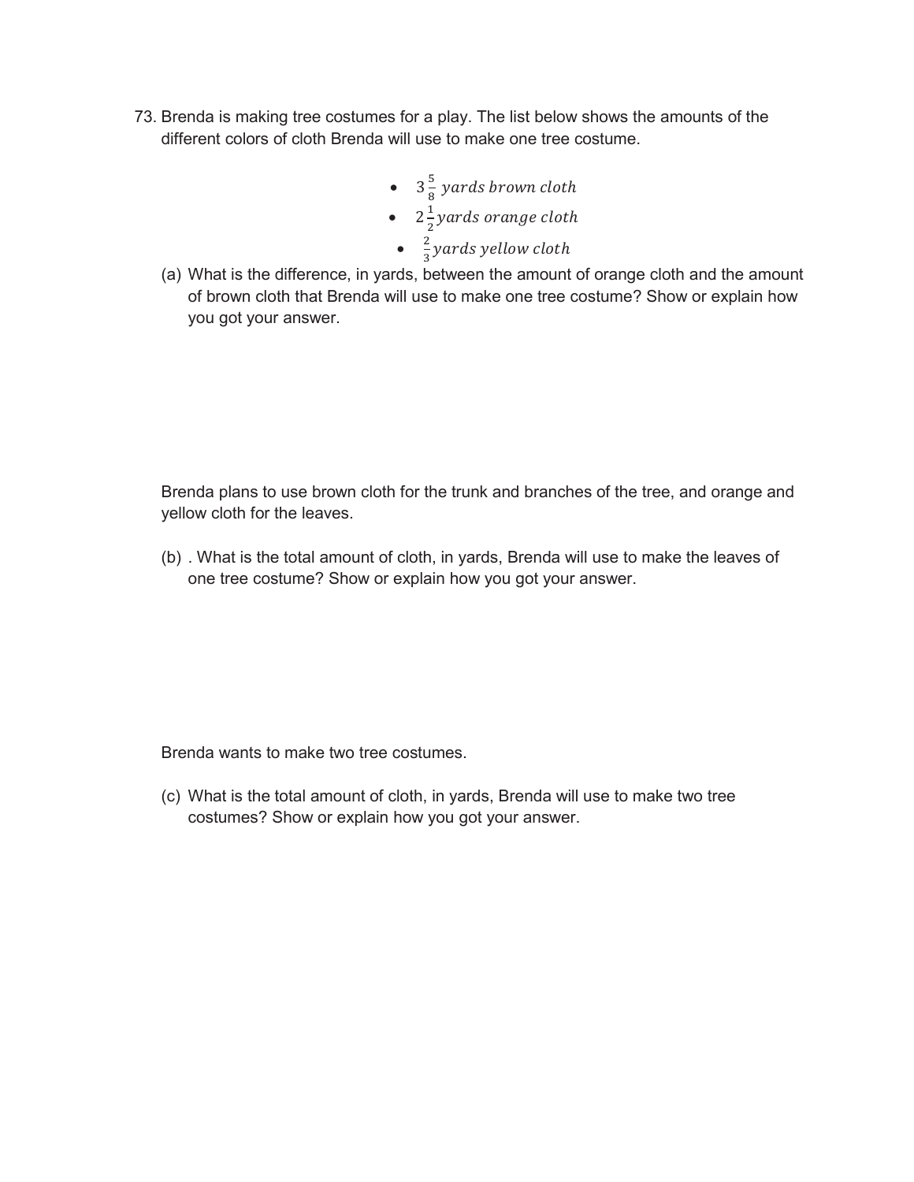73. Brenda is making tree costumes for a play. The list below shows the amounts of the different colors of cloth Brenda will use to make one tree costume.

- $3\frac{5}{8}$ *yards brown cloth*
- $2\frac{1}{2}$ *yards orange cloth*
- $\frac{2}{3}$ *yards yellow cloth*

(a) What is the difference, in yards, between the amount of orange cloth and the amount of brown cloth that Brenda will use to make one tree costume? Show or explain how you got your answer.

Brenda plans to use brown cloth for the trunk and branches of the tree, and orange and yellow cloth for the leaves.

(b) . What is the total amount of cloth, in yards, Brenda will use to make the leaves of one tree costume? Show or explain how you got your answer.

Brenda wants to make two tree costumes.

(c) What is the total amount of cloth, in yards, Brenda will use to make two tree costumes? Show or explain how you got your answer.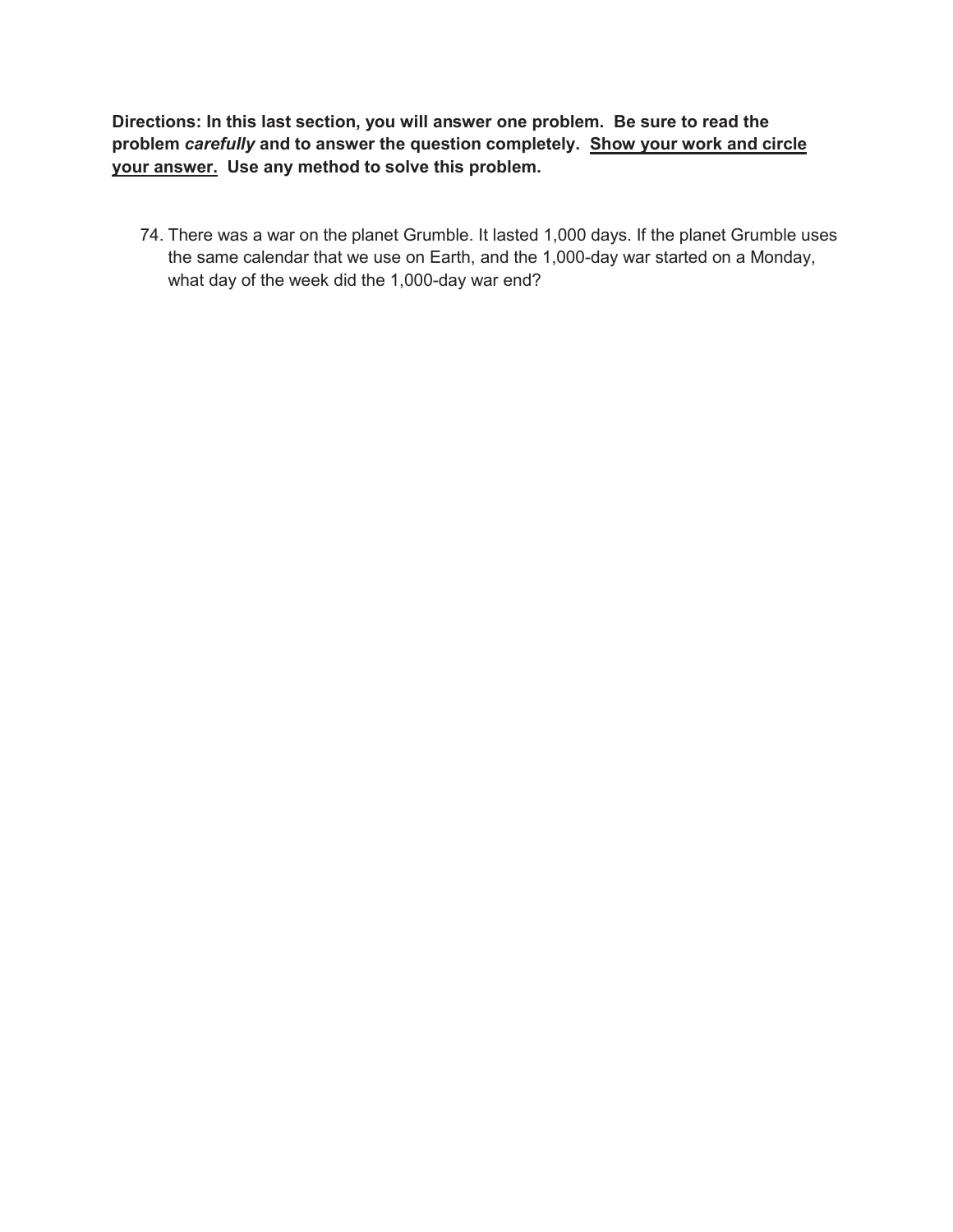**Directions: In this last section, you will answer one problem. Be sure to read the problem *carefully* and to answer the question completely. <u>Show your work and circle your answer.</u> Use any method to solve this problem.**

74. There was a war on the planet Grumble. It lasted 1,000 days. If the planet Grumble uses the same calendar that we use on Earth, and the 1,000-day war started on a Monday, what day of the week did the 1,000-day war end?